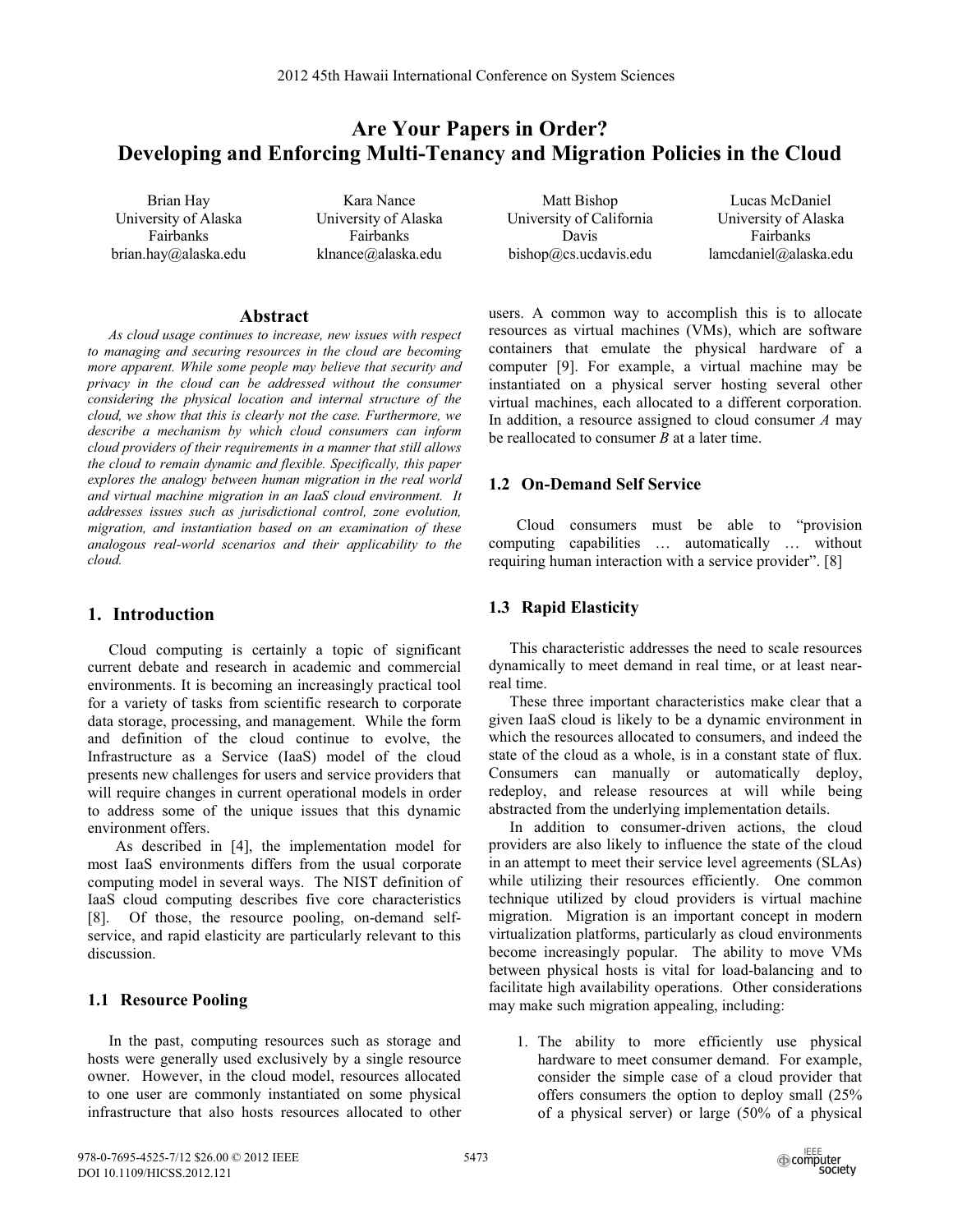# Are Your Papers in Order? Developing and Enforcing Multi-Tenancy and Migration Policies in the Cloud

Brian Hay
University of Alaska Fairbanks
brian.hay@alaska.edu

Kara Nance
University of Alaska Fairbanks
klnance@alaska.edu

Matt Bishop
University of California Davis
bishop@cs.ucdavis.edu

Lucas McDaniel
University of Alaska Fairbanks
lamcdaniel@alaska.edu

## Abstract

*As cloud usage continues to increase, new issues with respect to managing and securing resources in the cloud are becoming more apparent. While some people may believe that security and privacy in the cloud can be addressed without the consumer considering the physical location and internal structure of the cloud, we show that this is clearly not the case. Furthermore, we describe a mechanism by which cloud consumers can inform cloud providers of their requirements in a manner that still allows the cloud to remain dynamic and flexible. Specifically, this paper explores the analogy between human migration in the real world and virtual machine migration in an IaaS cloud environment. It addresses issues such as jurisdictional control, zone evolution, migration, and instantiation based on an examination of these analogous real-world scenarios and their applicability to the cloud.*

## 1. Introduction

Cloud computing is certainly a topic of significant current debate and research in academic and commercial environments. It is becoming an increasingly practical tool for a variety of tasks from scientific research to corporate data storage, processing, and management. While the form and definition of the cloud continue to evolve, the Infrastructure as a Service (IaaS) model of the cloud presents new challenges for users and service providers that will require changes in current operational models in order to address some of the unique issues that this dynamic environment offers.

As described in [4], the implementation model for most IaaS environments differs from the usual corporate computing model in several ways. The NIST definition of IaaS cloud computing describes five core characteristics [8]. Of those, the resource pooling, on-demand self-service, and rapid elasticity are particularly relevant to this discussion.

### 1.1 Resource Pooling

In the past, computing resources such as storage and hosts were generally used exclusively by a single resource owner. However, in the cloud model, resources allocated to one user are commonly instantiated on some physical infrastructure that also hosts resources allocated to other users. A common way to accomplish this is to allocate resources as virtual machines (VMs), which are software containers that emulate the physical hardware of a computer [9]. For example, a virtual machine may be instantiated on a physical server hosting several other virtual machines, each allocated to a different corporation. In addition, a resource assigned to cloud consumer *A* may be reallocated to consumer *B* at a later time.

### 1.2 On-Demand Self Service

Cloud consumers must be able to "provision computing capabilities … automatically … without requiring human interaction with a service provider". [8]

### 1.3 Rapid Elasticity

This characteristic addresses the need to scale resources dynamically to meet demand in real time, or at least near-real time.

These three important characteristics make clear that a given IaaS cloud is likely to be a dynamic environment in which the resources allocated to consumers, and indeed the state of the cloud as a whole, is in a constant state of flux. Consumers can manually or automatically deploy, redeploy, and release resources at will while being abstracted from the underlying implementation details.

In addition to consumer-driven actions, the cloud providers are also likely to influence the state of the cloud in an attempt to meet their service level agreements (SLAs) while utilizing their resources efficiently. One common technique utilized by cloud providers is virtual machine migration. Migration is an important concept in modern virtualization platforms, particularly as cloud environments become increasingly popular. The ability to move VMs between physical hosts is vital for load-balancing and to facilitate high availability operations. Other considerations may make such migration appealing, including:

1. The ability to more efficiently use physical hardware to meet consumer demand. For example, consider the simple case of a cloud provider that offers consumers the option to deploy small (25% of a physical server) or large (50% of a physical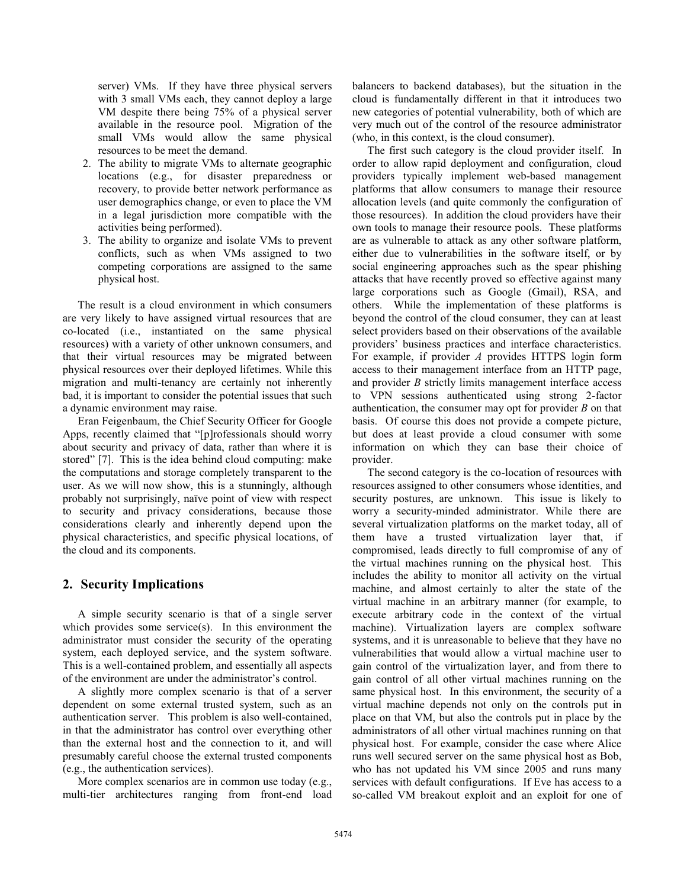server) VMs. If they have three physical servers with 3 small VMs each, they cannot deploy a large VM despite there being 75% of a physical server available in the resource pool. Migration of the small VMs would allow the same physical resources to be meet the demand.

2. The ability to migrate VMs to alternate geographic locations (e.g., for disaster preparedness or recovery, to provide better network performance as user demographics change, or even to place the VM in a legal jurisdiction more compatible with the activities being performed).
3. The ability to organize and isolate VMs to prevent conflicts, such as when VMs assigned to two competing corporations are assigned to the same physical host.

The result is a cloud environment in which consumers are very likely to have assigned virtual resources that are co-located (i.e., instantiated on the same physical resources) with a variety of other unknown consumers, and that their virtual resources may be migrated between physical resources over their deployed lifetimes. While this migration and multi-tenancy are certainly not inherently bad, it is important to consider the potential issues that such a dynamic environment may raise.

Eran Feigenbaum, the Chief Security Officer for Google Apps, recently claimed that "[p]rofessionals should worry about security and privacy of data, rather than where it is stored" [7]. This is the idea behind cloud computing: make the computations and storage completely transparent to the user. As we will now show, this is a stunningly, although probably not surprisingly, naïve point of view with respect to security and privacy considerations, because those considerations clearly and inherently depend upon the physical characteristics, and specific physical locations, of the cloud and its components.

## 2. Security Implications

A simple security scenario is that of a single server which provides some service(s). In this environment the administrator must consider the security of the operating system, each deployed service, and the system software. This is a well-contained problem, and essentially all aspects of the environment are under the administrator's control.

A slightly more complex scenario is that of a server dependent on some external trusted system, such as an authentication server. This problem is also well-contained, in that the administrator has control over everything other than the external host and the connection to it, and will presumably careful choose the external trusted components (e.g., the authentication services).

More complex scenarios are in common use today (e.g., multi-tier architectures ranging from front-end load balancers to backend databases), but the situation in the cloud is fundamentally different in that it introduces two new categories of potential vulnerability, both of which are very much out of the control of the resource administrator (who, in this context, is the cloud consumer).

The first such category is the cloud provider itself. In order to allow rapid deployment and configuration, cloud providers typically implement web-based management platforms that allow consumers to manage their resource allocation levels (and quite commonly the configuration of those resources). In addition the cloud providers have their own tools to manage their resource pools. These platforms are as vulnerable to attack as any other software platform, either due to vulnerabilities in the software itself, or by social engineering approaches such as the spear phishing attacks that have recently proved so effective against many large corporations such as Google (Gmail), RSA, and others. While the implementation of these platforms is beyond the control of the cloud consumer, they can at least select providers based on their observations of the available providers' business practices and interface characteristics. For example, if provider *A* provides HTTPS login form access to their management interface from an HTTP page, and provider *B* strictly limits management interface access to VPN sessions authenticated using strong 2-factor authentication, the consumer may opt for provider *B* on that basis. Of course this does not provide a compete picture, but does at least provide a cloud consumer with some information on which they can base their choice of provider.

The second category is the co-location of resources with resources assigned to other consumers whose identities, and security postures, are unknown. This issue is likely to worry a security-minded administrator. While there are several virtualization platforms on the market today, all of them have a trusted virtualization layer that, if compromised, leads directly to full compromise of any of the virtual machines running on the physical host. This includes the ability to monitor all activity on the virtual machine, and almost certainly to alter the state of the virtual machine in an arbitrary manner (for example, to execute arbitrary code in the context of the virtual machine). Virtualization layers are complex software systems, and it is unreasonable to believe that they have no vulnerabilities that would allow a virtual machine user to gain control of the virtualization layer, and from there to gain control of all other virtual machines running on the same physical host. In this environment, the security of a virtual machine depends not only on the controls put in place on that VM, but also the controls put in place by the administrators of all other virtual machines running on that physical host. For example, consider the case where Alice runs well secured server on the same physical host as Bob, who has not updated his VM since 2005 and runs many services with default configurations. If Eve has access to a so-called VM breakout exploit and an exploit for one of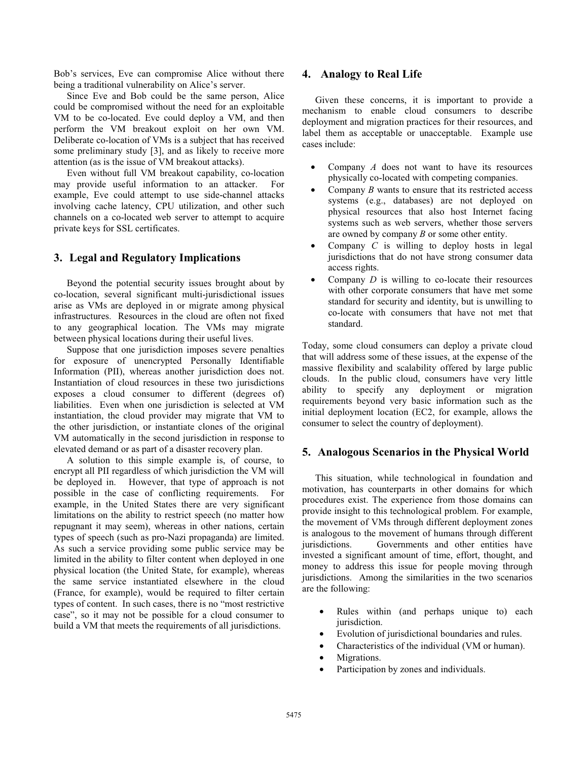Bob's services, Eve can compromise Alice without there being a traditional vulnerability on Alice's server.

Since Eve and Bob could be the same person, Alice could be compromised without the need for an exploitable VM to be co-located. Eve could deploy a VM, and then perform the VM breakout exploit on her own VM. Deliberate co-location of VMs is a subject that has received some preliminary study [3], and as likely to receive more attention (as is the issue of VM breakout attacks).

Even without full VM breakout capability, co-location may provide useful information to an attacker. For example, Eve could attempt to use side-channel attacks involving cache latency, CPU utilization, and other such channels on a co-located web server to attempt to acquire private keys for SSL certificates.

## 3. Legal and Regulatory Implications

Beyond the potential security issues brought about by co-location, several significant multi-jurisdictional issues arise as VMs are deployed in or migrate among physical infrastructures. Resources in the cloud are often not fixed to any geographical location. The VMs may migrate between physical locations during their useful lives.

Suppose that one jurisdiction imposes severe penalties for exposure of unencrypted Personally Identifiable Information (PII), whereas another jurisdiction does not. Instantiation of cloud resources in these two jurisdictions exposes a cloud consumer to different (degrees of) liabilities. Even when one jurisdiction is selected at VM instantiation, the cloud provider may migrate that VM to the other jurisdiction, or instantiate clones of the original VM automatically in the second jurisdiction in response to elevated demand or as part of a disaster recovery plan.

A solution to this simple example is, of course, to encrypt all PII regardless of which jurisdiction the VM will be deployed in. However, that type of approach is not possible in the case of conflicting requirements. For example, in the United States there are very significant limitations on the ability to restrict speech (no matter how repugnant it may seem), whereas in other nations, certain types of speech (such as pro-Nazi propaganda) are limited. As such a service providing some public service may be limited in the ability to filter content when deployed in one physical location (the United State, for example), whereas the same service instantiated elsewhere in the cloud (France, for example), would be required to filter certain types of content. In such cases, there is no "most restrictive case", so it may not be possible for a cloud consumer to build a VM that meets the requirements of all jurisdictions.

## 4. Analogy to Real Life

Given these concerns, it is important to provide a mechanism to enable cloud consumers to describe deployment and migration practices for their resources, and label them as acceptable or unacceptable. Example use cases include:

- Company *A* does not want to have its resources physically co-located with competing companies.
- Company *B* wants to ensure that its restricted access systems (e.g., databases) are not deployed on physical resources that also host Internet facing systems such as web servers, whether those servers are owned by company *B* or some other entity.
- Company *C* is willing to deploy hosts in legal jurisdictions that do not have strong consumer data access rights.
- Company *D* is willing to co-locate their resources with other corporate consumers that have met some standard for security and identity, but is unwilling to co-locate with consumers that have not met that standard.

Today, some cloud consumers can deploy a private cloud that will address some of these issues, at the expense of the massive flexibility and scalability offered by large public clouds. In the public cloud, consumers have very little ability to specify any deployment or migration requirements beyond very basic information such as the initial deployment location (EC2, for example, allows the consumer to select the country of deployment).

## 5. Analogous Scenarios in the Physical World

This situation, while technological in foundation and motivation, has counterparts in other domains for which procedures exist. The experience from those domains can provide insight to this technological problem. For example, the movement of VMs through different deployment zones is analogous to the movement of humans through different jurisdictions. Governments and other entities have invested a significant amount of time, effort, thought, and money to address this issue for people moving through jurisdictions. Among the similarities in the two scenarios are the following:

- Rules within (and perhaps unique to) each jurisdiction.
- Evolution of jurisdictional boundaries and rules.
- Characteristics of the individual (VM or human).
- Migrations.
- Participation by zones and individuals.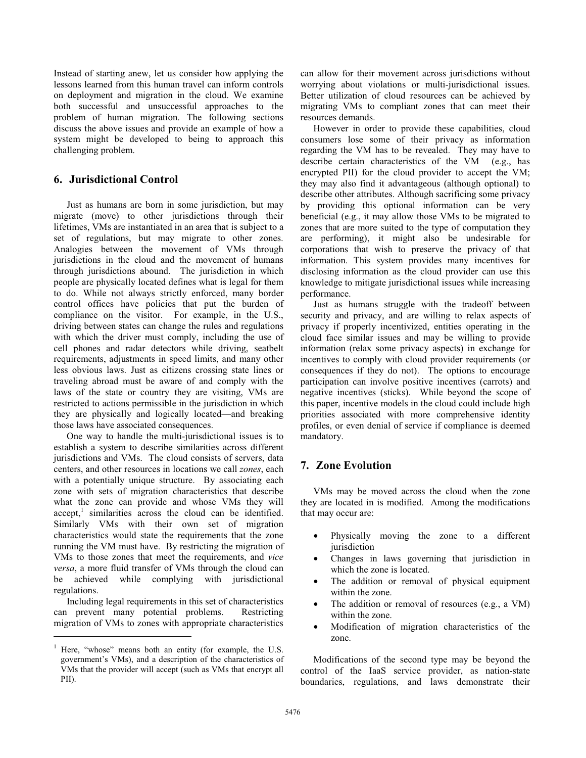Instead of starting anew, let us consider how applying the lessons learned from this human travel can inform controls on deployment and migration in the cloud. We examine both successful and unsuccessful approaches to the problem of human migration. The following sections discuss the above issues and provide an example of how a system might be developed to being to approach this challenging problem.

## 6. Jurisdictional Control

Just as humans are born in some jurisdiction, but may migrate (move) to other jurisdictions through their lifetimes, VMs are instantiated in an area that is subject to a set of regulations, but may migrate to other zones. Analogies between the movement of VMs through jurisdictions in the cloud and the movement of humans through jurisdictions abound. The jurisdiction in which people are physically located defines what is legal for them to do. While not always strictly enforced, many border control offices have policies that put the burden of compliance on the visitor. For example, in the U.S., driving between states can change the rules and regulations with which the driver must comply, including the use of cell phones and radar detectors while driving, seatbelt requirements, adjustments in speed limits, and many other less obvious laws. Just as citizens crossing state lines or traveling abroad must be aware of and comply with the laws of the state or country they are visiting, VMs are restricted to actions permissible in the jurisdiction in which they are physically and logically located—and breaking those laws have associated consequences.

One way to handle the multi-jurisdictional issues is to establish a system to describe similarities across different jurisdictions and VMs. The cloud consists of servers, data centers, and other resources in locations we call *zones*, each with a potentially unique structure. By associating each zone with sets of migration characteristics that describe what the zone can provide and whose VMs they will accept,[1] similarities across the cloud can be identified. Similarly VMs with their own set of migration characteristics would state the requirements that the zone running the VM must have. By restricting the migration of VMs to those zones that meet the requirements, and *vice versa*, a more fluid transfer of VMs through the cloud can be achieved while complying with jurisdictional regulations.

Including legal requirements in this set of characteristics can prevent many potential problems. Restricting migration of VMs to zones with appropriate characteristics can allow for their movement across jurisdictions without worrying about violations or multi-jurisdictional issues. Better utilization of cloud resources can be achieved by migrating VMs to compliant zones that can meet their resources demands.

However in order to provide these capabilities, cloud consumers lose some of their privacy as information regarding the VM has to be revealed. They may have to describe certain characteristics of the VM (e.g., has encrypted PII) for the cloud provider to accept the VM; they may also find it advantageous (although optional) to describe other attributes. Although sacrificing some privacy by providing this optional information can be very beneficial (e.g., it may allow those VMs to be migrated to zones that are more suited to the type of computation they are performing), it might also be undesirable for corporations that wish to preserve the privacy of that information. This system provides many incentives for disclosing information as the cloud provider can use this knowledge to mitigate jurisdictional issues while increasing performance.

Just as humans struggle with the tradeoff between security and privacy, and are willing to relax aspects of privacy if properly incentivized, entities operating in the cloud face similar issues and may be willing to provide information (relax some privacy aspects) in exchange for incentives to comply with cloud provider requirements (or consequences if they do not). The options to encourage participation can involve positive incentives (carrots) and negative incentives (sticks). While beyond the scope of this paper, incentive models in the cloud could include high priorities associated with more comprehensive identity profiles, or even denial of service if compliance is deemed mandatory.

## 7. Zone Evolution

VMs may be moved across the cloud when the zone they are located in is modified. Among the modifications that may occur are:

- Physically moving the zone to a different jurisdiction
- Changes in laws governing that jurisdiction in which the zone is located.
- The addition or removal of physical equipment within the zone.
- The addition or removal of resources (e.g., a VM) within the zone.
- Modification of migration characteristics of the zone.

Modifications of the second type may be beyond the control of the IaaS service provider, as nation-state boundaries, regulations, and laws demonstrate their

[1] Here, "whose" means both an entity (for example, the U.S. government's VMs), and a description of the characteristics of VMs that the provider will accept (such as VMs that encrypt all PII).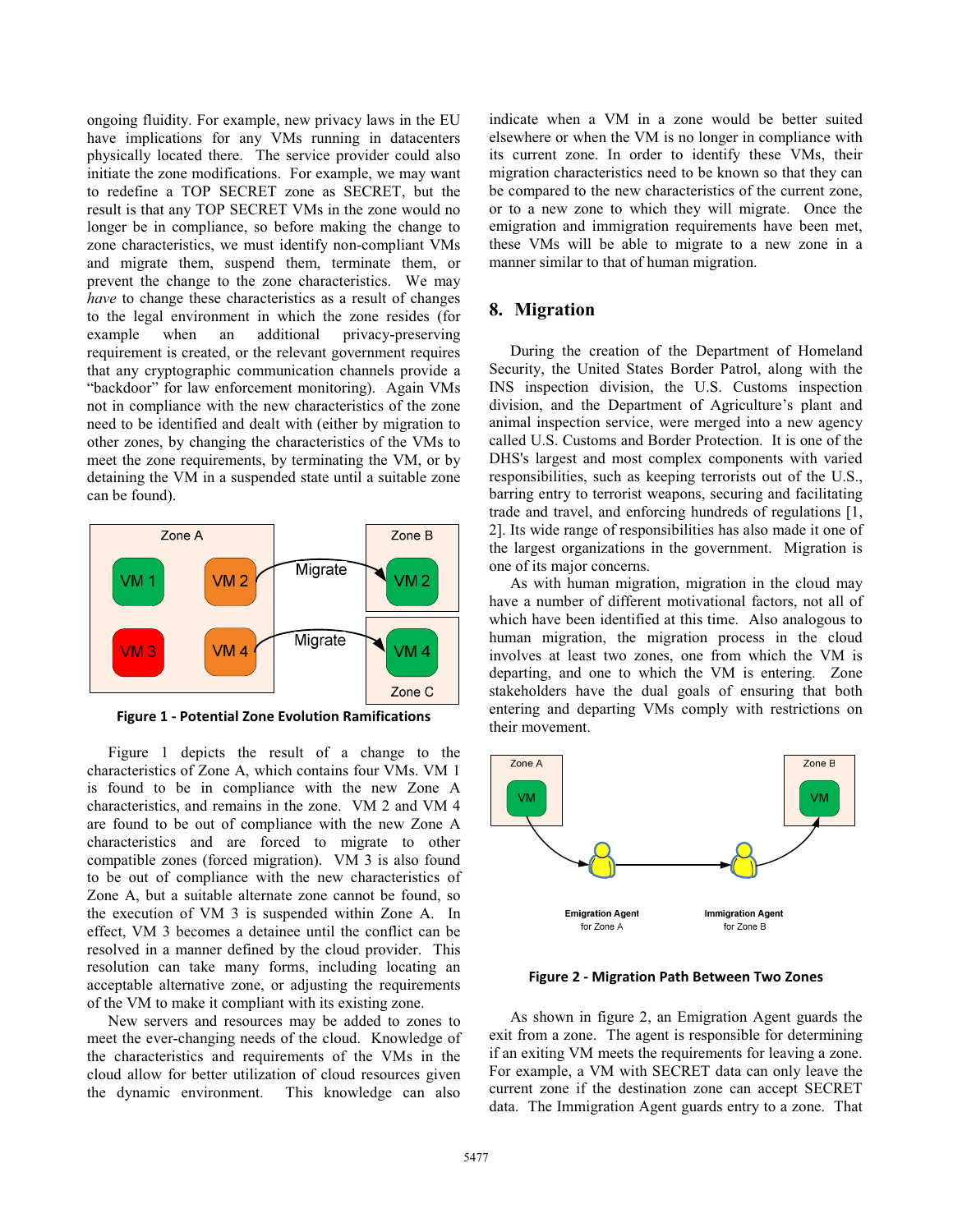ongoing fluidity. For example, new privacy laws in the EU have implications for any VMs running in datacenters physically located there. The service provider could also initiate the zone modifications. For example, we may want to redefine a TOP SECRET zone as SECRET, but the result is that any TOP SECRET VMs in the zone would no longer be in compliance, so before making the change to zone characteristics, we must identify non-compliant VMs and migrate them, suspend them, terminate them, or prevent the change to the zone characteristics. We may *have* to change these characteristics as a result of changes to the legal environment in which the zone resides (for example when an additional privacy-preserving requirement is created, or the relevant government requires that any cryptographic communication channels provide a "backdoor" for law enforcement monitoring). Again VMs not in compliance with the new characteristics of the zone need to be identified and dealt with (either by migration to other zones, by changing the characteristics of the VMs to meet the zone requirements, by terminating the VM, or by detaining the VM in a suspended state until a suitable zone can be found).

**Figure 1 - Potential Zone Evolution Ramifications**

Figure 1 depicts the result of a change to the characteristics of Zone A, which contains four VMs. VM 1 is found to be in compliance with the new Zone A characteristics, and remains in the zone. VM 2 and VM 4 are found to be out of compliance with the new Zone A characteristics and are forced to migrate to other compatible zones (forced migration). VM 3 is also found to be out of compliance with the new characteristics of Zone A, but a suitable alternate zone cannot be found, so the execution of VM 3 is suspended within Zone A. In effect, VM 3 becomes a detainee until the conflict can be resolved in a manner defined by the cloud provider. This resolution can take many forms, including locating an acceptable alternative zone, or adjusting the requirements of the VM to make it compliant with its existing zone.

New servers and resources may be added to zones to meet the ever-changing needs of the cloud. Knowledge of the characteristics and requirements of the VMs in the cloud allow for better utilization of cloud resources given the dynamic environment. This knowledge can also indicate when a VM in a zone would be better suited elsewhere or when the VM is no longer in compliance with its current zone. In order to identify these VMs, their migration characteristics need to be known so that they can be compared to the new characteristics of the current zone, or to a new zone to which they will migrate. Once the emigration and immigration requirements have been met, these VMs will be able to migrate to a new zone in a manner similar to that of human migration.

## 8. Migration

During the creation of the Department of Homeland Security, the United States Border Patrol, along with the INS inspection division, the U.S. Customs inspection division, and the Department of Agriculture's plant and animal inspection service, were merged into a new agency called U.S. Customs and Border Protection. It is one of the DHS's largest and most complex components with varied responsibilities, such as keeping terrorists out of the U.S., barring entry to terrorist weapons, securing and facilitating trade and travel, and enforcing hundreds of regulations [1, 2]. Its wide range of responsibilities has also made it one of the largest organizations in the government. Migration is one of its major concerns.

As with human migration, migration in the cloud may have a number of different motivational factors, not all of which have been identified at this time. Also analogous to human migration, the migration process in the cloud involves at least two zones, one from which the VM is departing, and one to which the VM is entering. Zone stakeholders have the dual goals of ensuring that both entering and departing VMs comply with restrictions on their movement.

**Figure 2 - Migration Path Between Two Zones**

As shown in figure 2, an Emigration Agent guards the exit from a zone. The agent is responsible for determining if an exiting VM meets the requirements for leaving a zone. For example, a VM with SECRET data can only leave the current zone if the destination zone can accept SECRET data. The Immigration Agent guards entry to a zone. That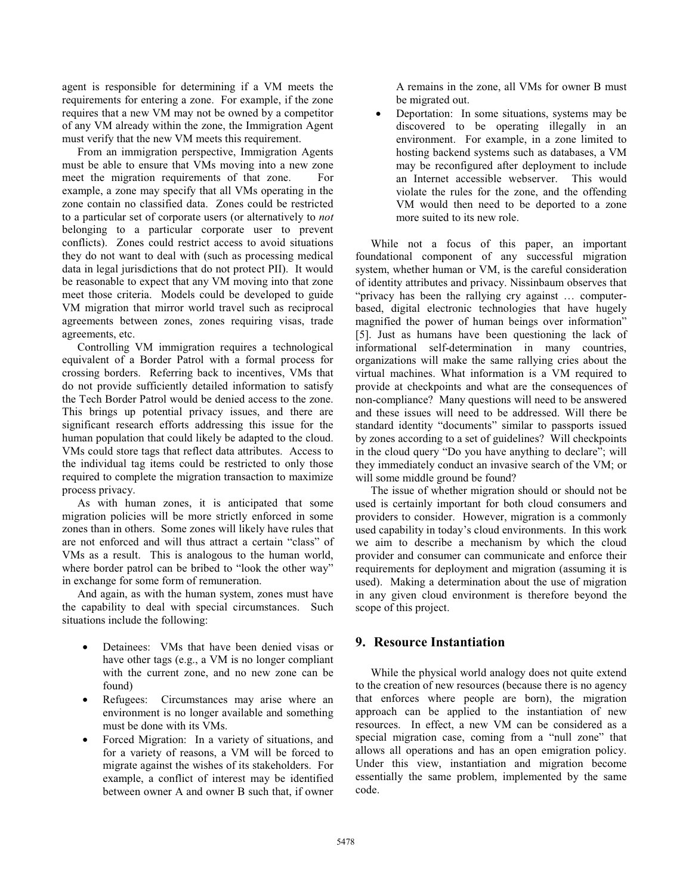agent is responsible for determining if a VM meets the requirements for entering a zone. For example, if the zone requires that a new VM may not be owned by a competitor of any VM already within the zone, the Immigration Agent must verify that the new VM meets this requirement.

From an immigration perspective, Immigration Agents must be able to ensure that VMs moving into a new zone meet the migration requirements of that zone. For example, a zone may specify that all VMs operating in the zone contain no classified data. Zones could be restricted to a particular set of corporate users (or alternatively to *not* belonging to a particular corporate user to prevent conflicts). Zones could restrict access to avoid situations they do not want to deal with (such as processing medical data in legal jurisdictions that do not protect PII). It would be reasonable to expect that any VM moving into that zone meet those criteria. Models could be developed to guide VM migration that mirror world travel such as reciprocal agreements between zones, zones requiring visas, trade agreements, etc.

Controlling VM immigration requires a technological equivalent of a Border Patrol with a formal process for crossing borders. Referring back to incentives, VMs that do not provide sufficiently detailed information to satisfy the Tech Border Patrol would be denied access to the zone. This brings up potential privacy issues, and there are significant research efforts addressing this issue for the human population that could likely be adapted to the cloud. VMs could store tags that reflect data attributes. Access to the individual tag items could be restricted to only those required to complete the migration transaction to maximize process privacy.

As with human zones, it is anticipated that some migration policies will be more strictly enforced in some zones than in others. Some zones will likely have rules that are not enforced and will thus attract a certain "class" of VMs as a result. This is analogous to the human world, where border patrol can be bribed to "look the other way" in exchange for some form of remuneration.

And again, as with the human system, zones must have the capability to deal with special circumstances. Such situations include the following:

- Detainees: VMs that have been denied visas or have other tags (e.g., a VM is no longer compliant with the current zone, and no new zone can be found)
- Refugees: Circumstances may arise where an environment is no longer available and something must be done with its VMs.
- Forced Migration: In a variety of situations, and for a variety of reasons, a VM will be forced to migrate against the wishes of its stakeholders. For example, a conflict of interest may be identified between owner A and owner B such that, if owner A remains in the zone, all VMs for owner B must be migrated out.
- Deportation: In some situations, systems may be discovered to be operating illegally in an environment. For example, in a zone limited to hosting backend systems such as databases, a VM may be reconfigured after deployment to include an Internet accessible webserver. This would violate the rules for the zone, and the offending VM would then need to be deported to a zone more suited to its new role.

While not a focus of this paper, an important foundational component of any successful migration system, whether human or VM, is the careful consideration of identity attributes and privacy. Nissinbaum observes that "privacy has been the rallying cry against … computer-based, digital electronic technologies that have hugely magnified the power of human beings over information" [5]. Just as humans have been questioning the lack of informational self-determination in many countries, organizations will make the same rallying cries about the virtual machines. What information is a VM required to provide at checkpoints and what are the consequences of non-compliance? Many questions will need to be answered and these issues will need to be addressed. Will there be standard identity "documents" similar to passports issued by zones according to a set of guidelines? Will checkpoints in the cloud query "Do you have anything to declare"; will they immediately conduct an invasive search of the VM; or will some middle ground be found?

The issue of whether migration should or should not be used is certainly important for both cloud consumers and providers to consider. However, migration is a commonly used capability in today's cloud environments. In this work we aim to describe a mechanism by which the cloud provider and consumer can communicate and enforce their requirements for deployment and migration (assuming it is used). Making a determination about the use of migration in any given cloud environment is therefore beyond the scope of this project.

## 9. Resource Instantiation

While the physical world analogy does not quite extend to the creation of new resources (because there is no agency that enforces where people are born), the migration approach can be applied to the instantiation of new resources. In effect, a new VM can be considered as a special migration case, coming from a "null zone" that allows all operations and has an open emigration policy. Under this view, instantiation and migration become essentially the same problem, implemented by the same code.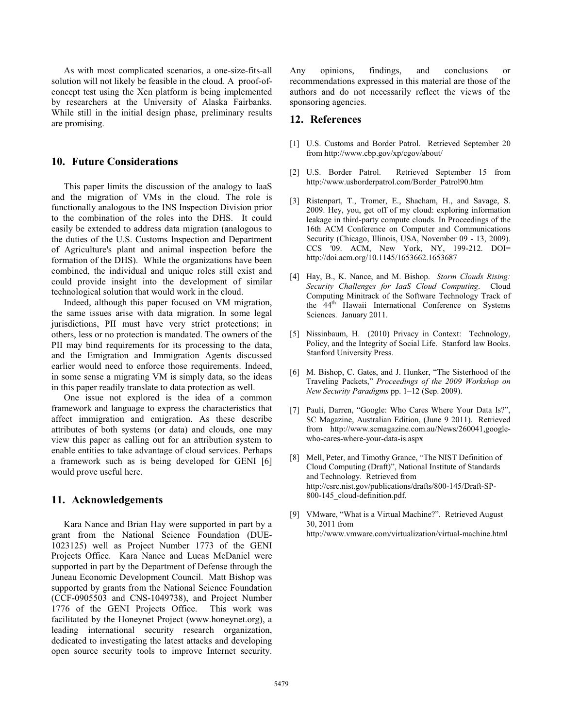As with most complicated scenarios, a one-size-fits-all solution will not likely be feasible in the cloud. A proof-of-concept test using the Xen platform is being implemented by researchers at the University of Alaska Fairbanks. While still in the initial design phase, preliminary results are promising.

## 10. Future Considerations

This paper limits the discussion of the analogy to IaaS and the migration of VMs in the cloud. The role is functionally analogous to the INS Inspection Division prior to the combination of the roles into the DHS. It could easily be extended to address data migration (analogous to the duties of the U.S. Customs Inspection and Department of Agriculture's plant and animal inspection before the formation of the DHS). While the organizations have been combined, the individual and unique roles still exist and could provide insight into the development of similar technological solution that would work in the cloud.

Indeed, although this paper focused on VM migration, the same issues arise with data migration. In some legal jurisdictions, PII must have very strict protections; in others, less or no protection is mandated. The owners of the PII may bind requirements for its processing to the data, and the Emigration and Immigration Agents discussed earlier would need to enforce those requirements. Indeed, in some sense a migrating VM is simply data, so the ideas in this paper readily translate to data protection as well.

One issue not explored is the idea of a common framework and language to express the characteristics that affect immigration and emigration. As these describe attributes of both systems (or data) and clouds, one may view this paper as calling out for an attribution system to enable entities to take advantage of cloud services. Perhaps a framework such as is being developed for GENI [6] would prove useful here.

## 11. Acknowledgements

Kara Nance and Brian Hay were supported in part by a grant from the National Science Foundation (DUE-1023125) well as Project Number 1773 of the GENI Projects Office. Kara Nance and Lucas McDaniel were supported in part by the Department of Defense through the Juneau Economic Development Council. Matt Bishop was supported by grants from the National Science Foundation (CCF-0905503 and CNS-1049738), and Project Number 1776 of the GENI Projects Office. This work was facilitated by the Honeynet Project (www.honeynet.org), a leading international security research organization, dedicated to investigating the latest attacks and developing open source security tools to improve Internet security. Any opinions, findings, and conclusions or recommendations expressed in this material are those of the authors and do not necessarily reflect the views of the sponsoring agencies.

## 12. References

[1] U.S. Customs and Border Patrol. Retrieved September 20 from http://www.cbp.gov/xp/cgov/about/

[2] U.S. Border Patrol. Retrieved September 15 from http://www.usborderpatrol.com/Border_Patrol90.htm

[3] Ristenpart, T., Tromer, E., Shacham, H., and Savage, S. 2009. Hey, you, get off of my cloud: exploring information leakage in third-party compute clouds. In Proceedings of the 16th ACM Conference on Computer and Communications Security (Chicago, Illinois, USA, November 09 - 13, 2009). CCS '09. ACM, New York, NY, 199-212. DOI= http://doi.acm.org/10.1145/1653662.1653687

[4] Hay, B., K. Nance, and M. Bishop. *Storm Clouds Rising: Security Challenges for IaaS Cloud Computing*. Cloud Computing Minitrack of the Software Technology Track of the 44th Hawaii International Conference on Systems Sciences. January 2011.

[5] Nissinbaum, H. (2010) Privacy in Context: Technology, Policy, and the Integrity of Social Life. Stanford law Books. Stanford University Press.

[6] M. Bishop, C. Gates, and J. Hunker, "The Sisterhood of the Traveling Packets," *Proceedings of the 2009 Workshop on New Security Paradigms* pp. 1–12 (Sep. 2009).

[7] Pauli, Darren, "Google: Who Cares Where Your Data Is?", SC Magazine, Australian Edition, (June 9 2011). Retrieved from http://www.scmagazine.com.au/News/260041,google-who-cares-where-your-data-is.aspx

[8] Mell, Peter, and Timothy Grance, "The NIST Definition of Cloud Computing (Draft)", National Institute of Standards and Technology. Retrieved from http://csrc.nist.gov/publications/drafts/800-145/Draft-SP-800-145_cloud-definition.pdf.

[9] VMware, "What is a Virtual Machine?". Retrieved August 30, 2011 from http://www.vmware.com/virtualization/virtual-machine.html